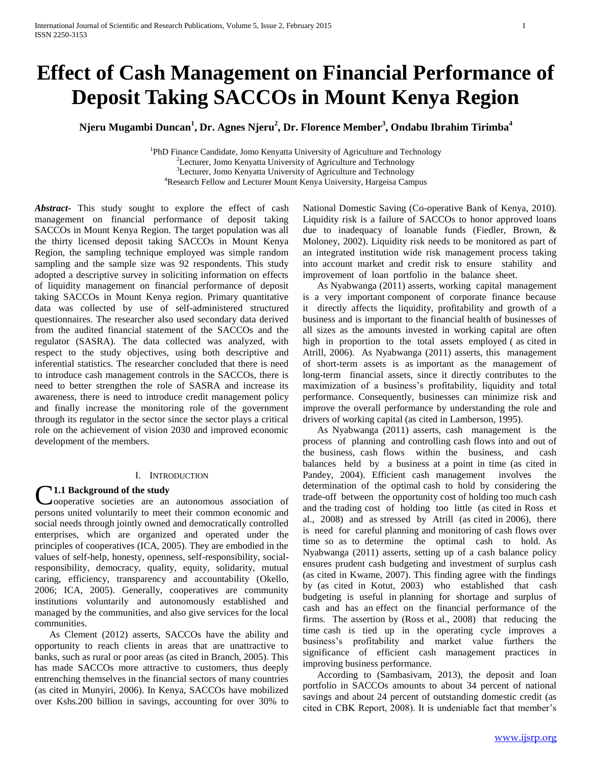# Effect of Cash Management on Financial Performance of Deposit Taking SACCOs in Mount Kenya Region

**Njeru Mugambi Duncan[1], Dr. Agnes Njeru[2], Dr. Florence Member[3], Ondabu Ibrahim Tirimba[4]**

[1]PhD Finance Candidate, Jomo Kenyatta University of Agriculture and Technology
[2]Lecturer, Jomo Kenyatta University of Agriculture and Technology
[3]Lecturer, Jomo Kenyatta University of Agriculture and Technology
[4]Research Fellow and Lecturer Mount Kenya University, Hargeisa Campus

***Abstract-*** This study sought to explore the effect of cash management on financial performance of deposit taking SACCOs in Mount Kenya Region. The target population was all the thirty licensed deposit taking SACCOs in Mount Kenya Region, the sampling technique employed was simple random sampling and the sample size was 92 respondents. This study adopted a descriptive survey in soliciting information on effects of liquidity management on financial performance of deposit taking SACCOs in Mount Kenya region. Primary quantitative data was collected by use of self-administered structured questionnaires. The researcher also used secondary data derived from the audited financial statement of the SACCOs and the regulator (SASRA). The data collected was analyzed, with respect to the study objectives, using both descriptive and inferential statistics. The researcher concluded that there is need to introduce cash management controls in the SACCOs, there is need to better strengthen the role of SASRA and increase its awareness, there is need to introduce credit management policy and finally increase the monitoring role of the government through its regulator in the sector since the sector plays a critical role on the achievement of vision 2030 and improved economic development of the members.

## I. Introduction

### 1.1 Background of the study

Cooperative societies are an autonomous association of persons united voluntarily to meet their common economic and social needs through jointly owned and democratically controlled enterprises, which are organized and operated under the principles of cooperatives (ICA, 2005). They are embodied in the values of self-help, honesty, openness, self-responsibility, social-responsibility, democracy, quality, equity, solidarity, mutual caring, efficiency, transparency and accountability (Okello, 2006; ICA, 2005). Generally, cooperatives are community institutions voluntarily and autonomously established and managed by the communities, and also give services for the local communities.

As Clement (2012) asserts, SACCOs have the ability and opportunity to reach clients in areas that are unattractive to banks, such as rural or poor areas (as cited in Branch, 2005). This has made SACCOs more attractive to customers, thus deeply entrenching themselves in the financial sectors of many countries (as cited in Munyiri, 2006). In Kenya, SACCOs have mobilized over Kshs.200 billion in savings, accounting for over 30% to National Domestic Saving (Co-operative Bank of Kenya, 2010). Liquidity risk is a failure of SACCOs to honor approved loans due to inadequacy of loanable funds (Fiedler, Brown, & Moloney, 2002). Liquidity risk needs to be monitored as part of an integrated institution wide risk management process taking into account market and credit risk to ensure stability and improvement of loan portfolio in the balance sheet.

As Nyabwanga (2011) asserts, working capital management is a very important component of corporate finance because it directly affects the liquidity, profitability and growth of a business and is important to the financial health of businesses of all sizes as the amounts invested in working capital are often high in proportion to the total assets employed ( as cited in Atrill, 2006). As Nyabwanga (2011) asserts, this management of short-term assets is as important as the management of long-term financial assets, since it directly contributes to the maximization of a business's profitability, liquidity and total performance. Consequently, businesses can minimize risk and improve the overall performance by understanding the role and drivers of working capital (as cited in Lamberson, 1995).

As Nyabwanga (2011) asserts, cash management is the process of planning and controlling cash flows into and out of the business, cash flows within the business, and cash balances held by a business at a point in time (as cited in Pandey, 2004). Efficient cash management involves the determination of the optimal cash to hold by considering the trade-off between the opportunity cost of holding too much cash and the trading cost of holding too little (as cited in Ross et al., 2008) and as stressed by Atrill (as cited in 2006), there is need for careful planning and monitoring of cash flows over time so as to determine the optimal cash to hold. As Nyabwanga (2011) asserts, setting up of a cash balance policy ensures prudent cash budgeting and investment of surplus cash (as cited in Kwame, 2007). This finding agree with the findings by (as cited in Kotut, 2003) who established that cash budgeting is useful in planning for shortage and surplus of cash and has an effect on the financial performance of the firms. The assertion by (Ross et al., 2008) that reducing the time cash is tied up in the operating cycle improves a business's profitability and market value furthers the significance of efficient cash management practices in improving business performance.

According to (Sambasivam, 2013), the deposit and loan portfolio in SACCOs amounts to about 34 percent of national savings and about 24 percent of outstanding domestic credit (as cited in CBK Report, 2008). It is undeniable fact that member's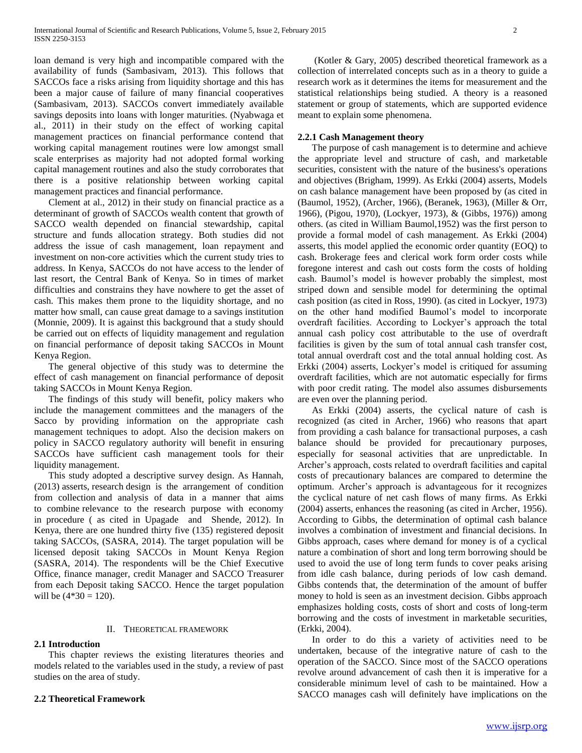loan demand is very high and incompatible compared with the availability of funds (Sambasivam, 2013). This follows that SACCOs face a risks arising from liquidity shortage and this has been a major cause of failure of many financial cooperatives (Sambasivam, 2013). SACCOs convert immediately available savings deposits into loans with longer maturities. (Nyabwaga et al., 2011) in their study on the effect of working capital management practices on financial performance contend that working capital management routines were low amongst small scale enterprises as majority had not adopted formal working capital management routines and also the study corroborates that there is a positive relationship between working capital management practices and financial performance.

Clement at al., 2012) in their study on financial practice as a determinant of growth of SACCOs wealth content that growth of SACCO wealth depended on financial stewardship, capital structure and funds allocation strategy. Both studies did not address the issue of cash management, loan repayment and investment on non-core activities which the current study tries to address. In Kenya, SACCOs do not have access to the lender of last resort, the Central Bank of Kenya. So in times of market difficulties and constrains they have nowhere to get the asset of cash. This makes them prone to the liquidity shortage, and no matter how small, can cause great damage to a savings institution (Monnie, 2009). It is against this background that a study should be carried out on effects of liquidity management and regulation on financial performance of deposit taking SACCOs in Mount Kenya Region.

The general objective of this study was to determine the effect of cash management on financial performance of deposit taking SACCOs in Mount Kenya Region.

The findings of this study will benefit, policy makers who include the management committees and the managers of the Sacco by providing information on the appropriate cash management techniques to adopt. Also the decision makers on policy in SACCO regulatory authority will benefit in ensuring SACCOs have sufficient cash management tools for their liquidity management.

This study adopted a descriptive survey design. As Hannah, (2013) asserts, research design is the arrangement of condition from collection and analysis of data in a manner that aims to combine relevance to the research purpose with economy in procedure ( as cited in Upagade and Shende, 2012). In Kenya, there are one hundred thirty five (135) registered deposit taking SACCOs, (SASRA, 2014). The target population will be licensed deposit taking SACCOs in Mount Kenya Region (SASRA, 2014). The respondents will be the Chief Executive Office, finance manager, credit Manager and SACCO Treasurer from each Deposit taking SACCO. Hence the target population will be (4*30 = 120).

## II. Theoretical Framework

### 2.1 Introduction

This chapter reviews the existing literatures theories and models related to the variables used in the study, a review of past studies on the area of study.

### 2.2 Theoretical Framework

(Kotler & Gary, 2005) described theoretical framework as a collection of interrelated concepts such as in a theory to guide a research work as it determines the items for measurement and the statistical relationships being studied. A theory is a reasoned statement or group of statements, which are supported evidence meant to explain some phenomena.

#### 2.2.1 Cash Management theory

The purpose of cash management is to determine and achieve the appropriate level and structure of cash, and marketable securities, consistent with the nature of the business's operations and objectives (Brigham, 1999). As Erkki (2004) asserts, Models on cash balance management have been proposed by (as cited in (Baumol, 1952), (Archer, 1966), (Beranek, 1963), (Miller & Orr, 1966), (Pigou, 1970), (Lockyer, 1973), & (Gibbs, 1976)) among others. (as cited in William Baumol,1952) was the first person to provide a formal model of cash management. As Erkki (2004) asserts, this model applied the economic order quantity (EOQ) to cash. Brokerage fees and clerical work form order costs while foregone interest and cash out costs form the costs of holding cash. Baumol's model is however probably the simplest, most striped down and sensible model for determining the optimal cash position (as cited in Ross, 1990). (as cited in Lockyer, 1973) on the other hand modified Baumol's model to incorporate overdraft facilities. According to Lockyer's approach the total annual cash policy cost attributable to the use of overdraft facilities is given by the sum of total annual cash transfer cost, total annual overdraft cost and the total annual holding cost. As Erkki (2004) asserts, Lockyer's model is critiqued for assuming overdraft facilities, which are not automatic especially for firms with poor credit rating. The model also assumes disbursements are even over the planning period.

As Erkki (2004) asserts, the cyclical nature of cash is recognized (as cited in Archer, 1966) who reasons that apart from providing a cash balance for transactional purposes, a cash balance should be provided for precautionary purposes, especially for seasonal activities that are unpredictable. In Archer's approach, costs related to overdraft facilities and capital costs of precautionary balances are compared to determine the optimum. Archer's approach is advantageous for it recognizes the cyclical nature of net cash flows of many firms. As Erkki (2004) asserts, enhances the reasoning (as cited in Archer, 1956). According to Gibbs, the determination of optimal cash balance involves a combination of investment and financial decisions. In Gibbs approach, cases where demand for money is of a cyclical nature a combination of short and long term borrowing should be used to avoid the use of long term funds to cover peaks arising from idle cash balance, during periods of low cash demand. Gibbs contends that, the determination of the amount of buffer money to hold is seen as an investment decision. Gibbs approach emphasizes holding costs, costs of short and costs of long-term borrowing and the costs of investment in marketable securities, (Erkki, 2004).

In order to do this a variety of activities need to be undertaken, because of the integrative nature of cash to the operation of the SACCO. Since most of the SACCO operations revolve around advancement of cash then it is imperative for a considerable minimum level of cash to be maintained. How a SACCO manages cash will definitely have implications on the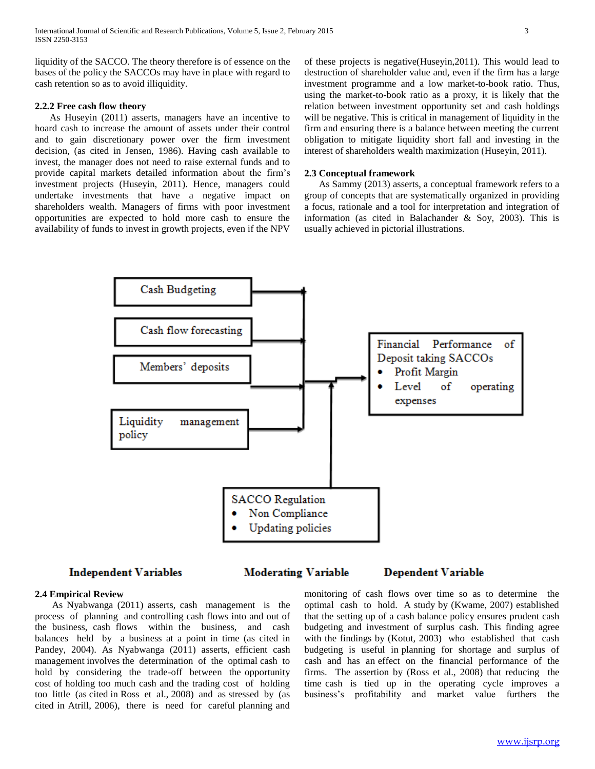liquidity of the SACCO. The theory therefore is of essence on the bases of the policy the SACCOs may have in place with regard to cash retention so as to avoid illiquidity.

### 2.2.2 Free cash flow theory

As Huseyin (2011) asserts, managers have an incentive to hoard cash to increase the amount of assets under their control and to gain discretionary power over the firm investment decision, (as cited in Jensen, 1986). Having cash available to invest, the manager does not need to raise external funds and to provide capital markets detailed information about the firm's investment projects (Huseyin, 2011). Hence, managers could undertake investments that have a negative impact on shareholders wealth. Managers of firms with poor investment opportunities are expected to hold more cash to ensure the availability of funds to invest in growth projects, even if the NPV of these projects is negative(Huseyin,2011). This would lead to destruction of shareholder value and, even if the firm has a large investment programme and a low market-to-book ratio. Thus, using the market-to-book ratio as a proxy, it is likely that the relation between investment opportunity set and cash holdings will be negative. This is critical in management of liquidity in the firm and ensuring there is a balance between meeting the current obligation to mitigate liquidity short fall and investing in the interest of shareholders wealth maximization (Huseyin, 2011).

### 2.3 Conceptual framework

As Sammy (2013) asserts, a conceptual framework refers to a group of concepts that are systematically organized in providing a focus, rationale and a tool for interpretation and integration of information (as cited in Balachander & Soy, 2003). This is usually achieved in pictorial illustrations.

Cash Budgeting

Cash flow forecasting

Members' deposits

Liquidity management policy

Financial Performance of Deposit taking SACCOs
- Profit Margin
- Level of operating expenses

SACCO Regulation
- Non Compliance
- Updating policies

**Independent Variables** **Moderating Variable** **Dependent Variable**

### 2.4 Empirical Review

As Nyabwanga (2011) asserts, cash management is the process of planning and controlling cash flows into and out of the business, cash flows within the business, and cash balances held by a business at a point in time (as cited in Pandey, 2004). As Nyabwanga (2011) asserts, efficient cash management involves the determination of the optimal cash to hold by considering the trade-off between the opportunity cost of holding too much cash and the trading cost of holding too little (as cited in Ross et al., 2008) and as stressed by (as cited in Atrill, 2006), there is need for careful planning and monitoring of cash flows over time so as to determine the optimal cash to hold. A study by (Kwame, 2007) established that the setting up of a cash balance policy ensures prudent cash budgeting and investment of surplus cash. This finding agree with the findings by (Kotut, 2003) who established that cash budgeting is useful in planning for shortage and surplus of cash and has an effect on the financial performance of the firms. The assertion by (Ross et al., 2008) that reducing the time cash is tied up in the operating cycle improves a business's profitability and market value furthers the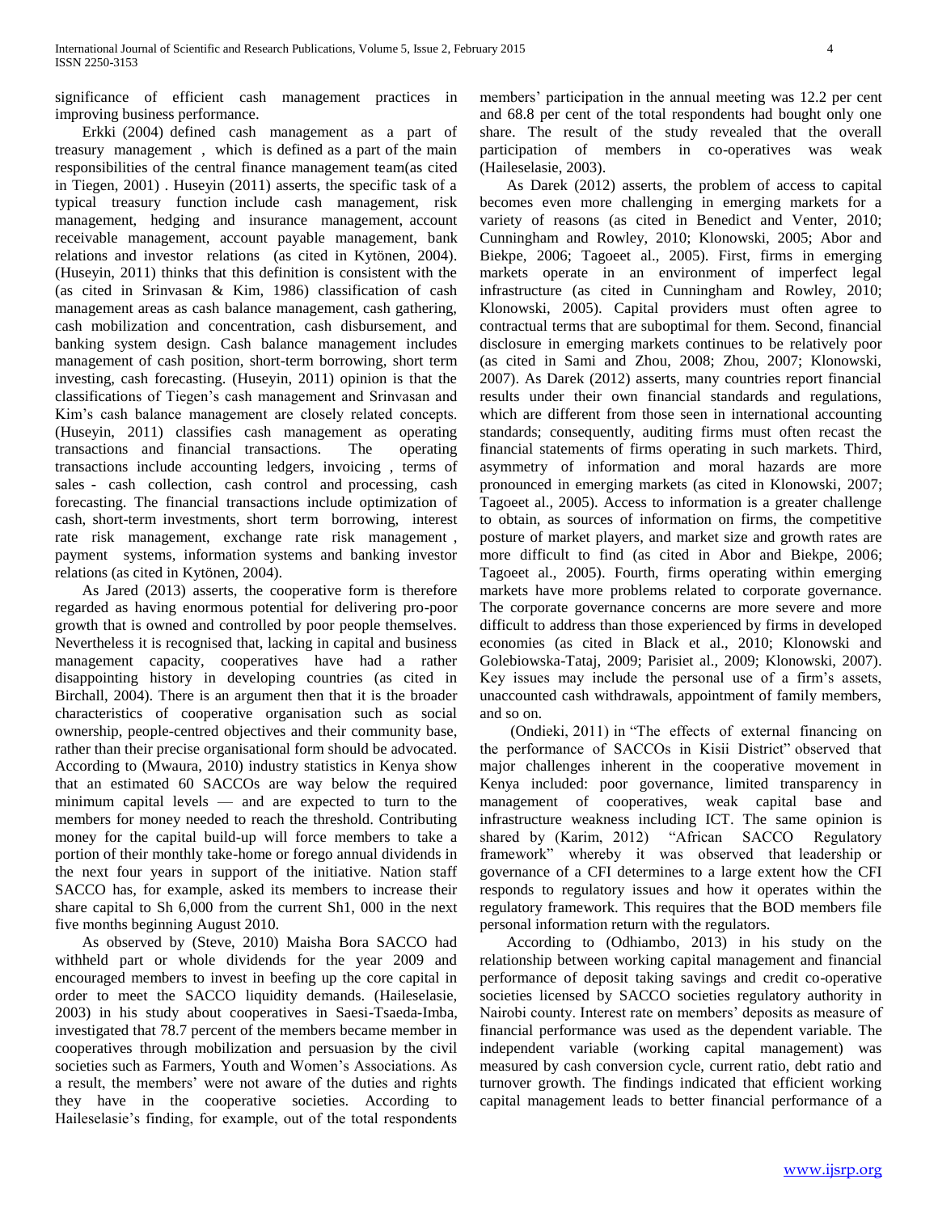significance of efficient cash management practices in improving business performance.

Erkki (2004) defined cash management as a part of treasury management , which is defined as a part of the main responsibilities of the central finance management team(as cited in Tiegen, 2001) . Huseyin (2011) asserts, the specific task of a typical treasury function include cash management, risk management, hedging and insurance management, account receivable management, account payable management, bank relations and investor relations (as cited in Kytönen, 2004). (Huseyin, 2011) thinks that this definition is consistent with the (as cited in Srinvasan & Kim, 1986) classification of cash management areas as cash balance management, cash gathering, cash mobilization and concentration, cash disbursement, and banking system design. Cash balance management includes management of cash position, short-term borrowing, short term investing, cash forecasting. (Huseyin, 2011) opinion is that the classifications of Tiegen's cash management and Srinvasan and Kim's cash balance management are closely related concepts. (Huseyin, 2011) classifies cash management as operating transactions and financial transactions. The operating transactions include accounting ledgers, invoicing , terms of sales - cash collection, cash control and processing, cash forecasting. The financial transactions include optimization of cash, short-term investments, short term borrowing, interest rate risk management, exchange rate risk management , payment systems, information systems and banking investor relations (as cited in Kytönen, 2004).

As Jared (2013) asserts, the cooperative form is therefore regarded as having enormous potential for delivering pro-poor growth that is owned and controlled by poor people themselves. Nevertheless it is recognised that, lacking in capital and business management capacity, cooperatives have had a rather disappointing history in developing countries (as cited in Birchall, 2004). There is an argument then that it is the broader characteristics of cooperative organisation such as social ownership, people-centred objectives and their community base, rather than their precise organisational form should be advocated. According to (Mwaura, 2010) industry statistics in Kenya show that an estimated 60 SACCOs are way below the required minimum capital levels — and are expected to turn to the members for money needed to reach the threshold. Contributing money for the capital build-up will force members to take a portion of their monthly take-home or forego annual dividends in the next four years in support of the initiative. Nation staff SACCO has, for example, asked its members to increase their share capital to Sh 6,000 from the current Sh1, 000 in the next five months beginning August 2010.

As observed by (Steve, 2010) Maisha Bora SACCO had withheld part or whole dividends for the year 2009 and encouraged members to invest in beefing up the core capital in order to meet the SACCO liquidity demands. (Haileselasie, 2003) in his study about cooperatives in Saesi-Tsaeda-Imba, investigated that 78.7 percent of the members became member in cooperatives through mobilization and persuasion by the civil societies such as Farmers, Youth and Women's Associations. As a result, the members' were not aware of the duties and rights they have in the cooperative societies. According to Haileselasie's finding, for example, out of the total respondents members' participation in the annual meeting was 12.2 per cent and 68.8 per cent of the total respondents had bought only one share. The result of the study revealed that the overall participation of members in co-operatives was weak (Haileselasie, 2003).

As Darek (2012) asserts, the problem of access to capital becomes even more challenging in emerging markets for a variety of reasons (as cited in Benedict and Venter, 2010; Cunningham and Rowley, 2010; Klonowski, 2005; Abor and Biekpe, 2006; Tagoeet al., 2005). First, firms in emerging markets operate in an environment of imperfect legal infrastructure (as cited in Cunningham and Rowley, 2010; Klonowski, 2005). Capital providers must often agree to contractual terms that are suboptimal for them. Second, financial disclosure in emerging markets continues to be relatively poor (as cited in Sami and Zhou, 2008; Zhou, 2007; Klonowski, 2007). As Darek (2012) asserts, many countries report financial results under their own financial standards and regulations, which are different from those seen in international accounting standards; consequently, auditing firms must often recast the financial statements of firms operating in such markets. Third, asymmetry of information and moral hazards are more pronounced in emerging markets (as cited in Klonowski, 2007; Tagoeet al., 2005). Access to information is a greater challenge to obtain, as sources of information on firms, the competitive posture of market players, and market size and growth rates are more difficult to find (as cited in Abor and Biekpe, 2006; Tagoeet al., 2005). Fourth, firms operating within emerging markets have more problems related to corporate governance. The corporate governance concerns are more severe and more difficult to address than those experienced by firms in developed economies (as cited in Black et al., 2010; Klonowski and Golebiowska-Tataj, 2009; Parisiet al., 2009; Klonowski, 2007). Key issues may include the personal use of a firm's assets, unaccounted cash withdrawals, appointment of family members, and so on.

(Ondieki, 2011) in "The effects of external financing on the performance of SACCOs in Kisii District" observed that major challenges inherent in the cooperative movement in Kenya included: poor governance, limited transparency in management of cooperatives, weak capital base and infrastructure weakness including ICT. The same opinion is shared by (Karim, 2012) "African SACCO Regulatory framework" whereby it was observed that leadership or governance of a CFI determines to a large extent how the CFI responds to regulatory issues and how it operates within the regulatory framework. This requires that the BOD members file personal information return with the regulators.

According to (Odhiambo, 2013) in his study on the relationship between working capital management and financial performance of deposit taking savings and credit co-operative societies licensed by SACCO societies regulatory authority in Nairobi county. Interest rate on members' deposits as measure of financial performance was used as the dependent variable. The independent variable (working capital management) was measured by cash conversion cycle, current ratio, debt ratio and turnover growth. The findings indicated that efficient working capital management leads to better financial performance of a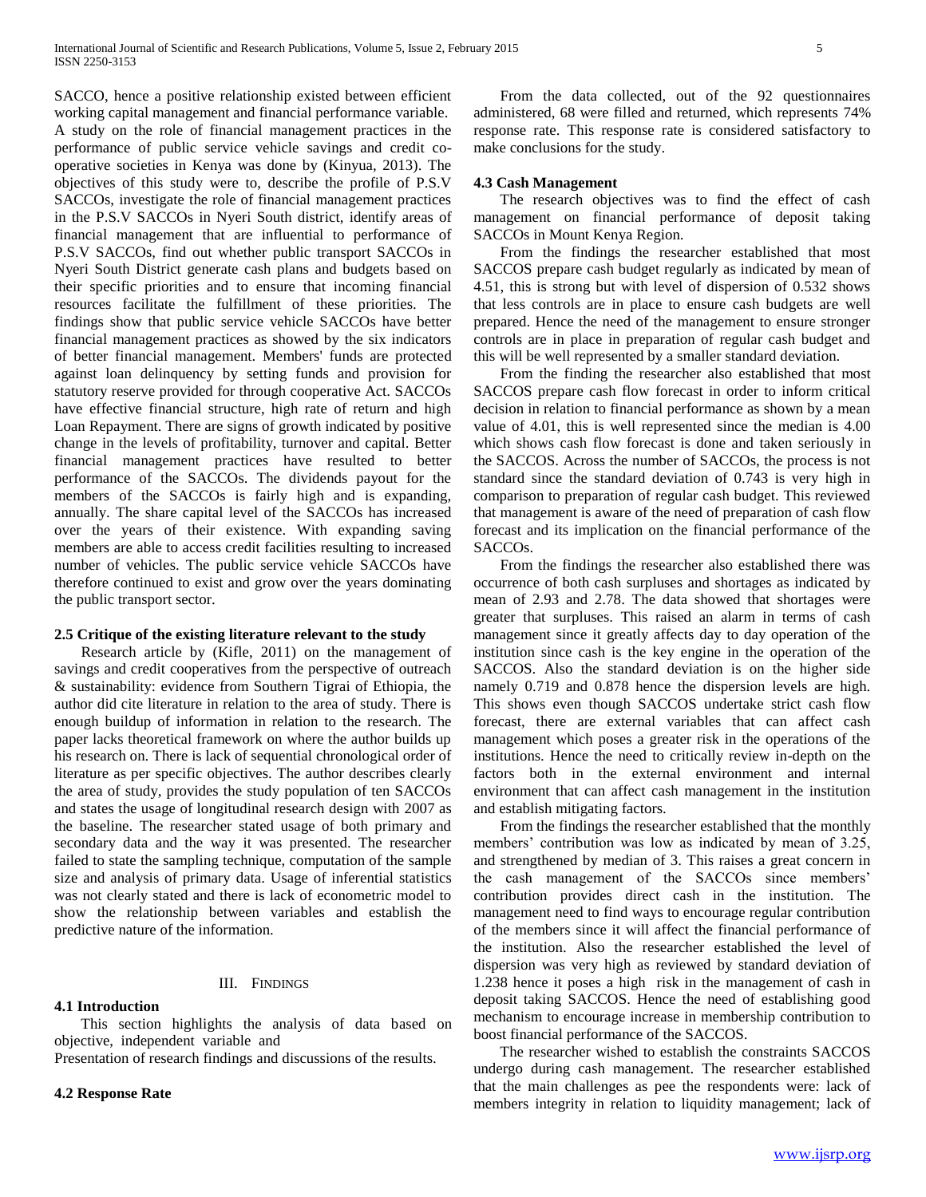SACCO, hence a positive relationship existed between efficient working capital management and financial performance variable. A study on the role of financial management practices in the performance of public service vehicle savings and credit co-operative societies in Kenya was done by (Kinyua, 2013). The objectives of this study were to, describe the profile of P.S.V SACCOs, investigate the role of financial management practices in the P.S.V SACCOs in Nyeri South district, identify areas of financial management that are influential to performance of P.S.V SACCOs, find out whether public transport SACCOs in Nyeri South District generate cash plans and budgets based on their specific priorities and to ensure that incoming financial resources facilitate the fulfillment of these priorities. The findings show that public service vehicle SACCOs have better financial management practices as showed by the six indicators of better financial management. Members' funds are protected against loan delinquency by setting funds and provision for statutory reserve provided for through cooperative Act. SACCOs have effective financial structure, high rate of return and high Loan Repayment. There are signs of growth indicated by positive change in the levels of profitability, turnover and capital. Better financial management practices have resulted to better performance of the SACCOs. The dividends payout for the members of the SACCOs is fairly high and is expanding, annually. The share capital level of the SACCOs has increased over the years of their existence. With expanding saving members are able to access credit facilities resulting to increased number of vehicles. The public service vehicle SACCOs have therefore continued to exist and grow over the years dominating the public transport sector.

### 2.5 Critique of the existing literature relevant to the study

Research article by (Kifle, 2011) on the management of savings and credit cooperatives from the perspective of outreach & sustainability: evidence from Southern Tigrai of Ethiopia, the author did cite literature in relation to the area of study. There is enough buildup of information in relation to the research. The paper lacks theoretical framework on where the author builds up his research on. There is lack of sequential chronological order of literature as per specific objectives. The author describes clearly the area of study, provides the study population of ten SACCOs and states the usage of longitudinal research design with 2007 as the baseline. The researcher stated usage of both primary and secondary data and the way it was presented. The researcher failed to state the sampling technique, computation of the sample size and analysis of primary data. Usage of inferential statistics was not clearly stated and there is lack of econometric model to show the relationship between variables and establish the predictive nature of the information.

## III. Findings

### 4.1 Introduction

This section highlights the analysis of data based on objective, independent variable and
Presentation of research findings and discussions of the results.

### 4.2 Response Rate

From the data collected, out of the 92 questionnaires administered, 68 were filled and returned, which represents 74% response rate. This response rate is considered satisfactory to make conclusions for the study.

### 4.3 Cash Management

The research objectives was to find the effect of cash management on financial performance of deposit taking SACCOs in Mount Kenya Region.

From the findings the researcher established that most SACCOS prepare cash budget regularly as indicated by mean of 4.51, this is strong but with level of dispersion of 0.532 shows that less controls are in place to ensure cash budgets are well prepared. Hence the need of the management to ensure stronger controls are in place in preparation of regular cash budget and this will be well represented by a smaller standard deviation.

From the finding the researcher also established that most SACCOS prepare cash flow forecast in order to inform critical decision in relation to financial performance as shown by a mean value of 4.01, this is well represented since the median is 4.00 which shows cash flow forecast is done and taken seriously in the SACCOS. Across the number of SACCOs, the process is not standard since the standard deviation of 0.743 is very high in comparison to preparation of regular cash budget. This reviewed that management is aware of the need of preparation of cash flow forecast and its implication on the financial performance of the SACCOs.

From the findings the researcher also established there was occurrence of both cash surpluses and shortages as indicated by mean of 2.93 and 2.78. The data showed that shortages were greater that surpluses. This raised an alarm in terms of cash management since it greatly affects day to day operation of the institution since cash is the key engine in the operation of the SACCOS. Also the standard deviation is on the higher side namely 0.719 and 0.878 hence the dispersion levels are high. This shows even though SACCOS undertake strict cash flow forecast, there are external variables that can affect cash management which poses a greater risk in the operations of the institutions. Hence the need to critically review in-depth on the factors both in the external environment and internal environment that can affect cash management in the institution and establish mitigating factors.

From the findings the researcher established that the monthly members' contribution was low as indicated by mean of 3.25, and strengthened by median of 3. This raises a great concern in the cash management of the SACCOs since members' contribution provides direct cash in the institution. The management need to find ways to encourage regular contribution of the members since it will affect the financial performance of the institution. Also the researcher established the level of dispersion was very high as reviewed by standard deviation of 1.238 hence it poses a high risk in the management of cash in deposit taking SACCOS. Hence the need of establishing good mechanism to encourage increase in membership contribution to boost financial performance of the SACCOS.

The researcher wished to establish the constraints SACCOS undergo during cash management. The researcher established that the main challenges as pee the respondents were: lack of members integrity in relation to liquidity management; lack of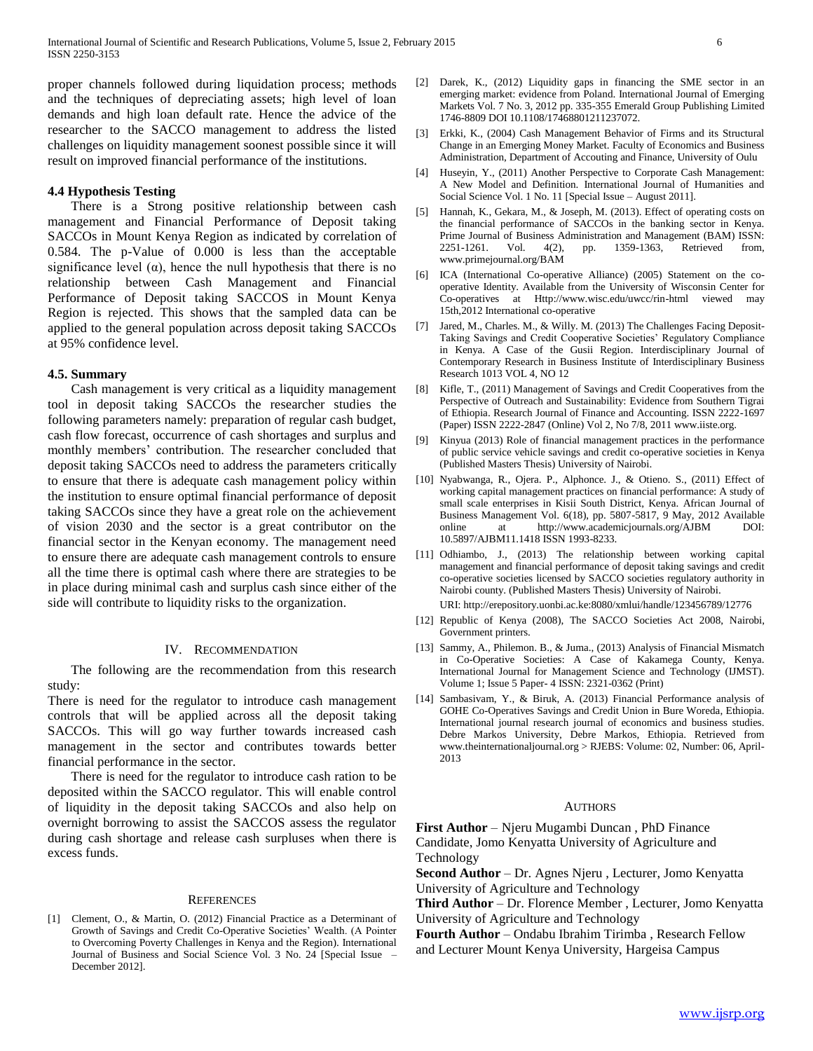proper channels followed during liquidation process; methods and the techniques of depreciating assets; high level of loan demands and high loan default rate. Hence the advice of the researcher to the SACCO management to address the listed challenges on liquidity management soonest possible since it will result on improved financial performance of the institutions.

### 4.4 Hypothesis Testing

There is a Strong positive relationship between cash management and Financial Performance of Deposit taking SACCOs in Mount Kenya Region as indicated by correlation of 0.584. The p-Value of 0.000 is less than the acceptable significance level (α), hence the null hypothesis that there is no relationship between Cash Management and Financial Performance of Deposit taking SACCOS in Mount Kenya Region is rejected. This shows that the sampled data can be applied to the general population across deposit taking SACCOs at 95% confidence level.

### 4.5. Summary

Cash management is very critical as a liquidity management tool in deposit taking SACCOs the researcher studies the following parameters namely: preparation of regular cash budget, cash flow forecast, occurrence of cash shortages and surplus and monthly members' contribution. The researcher concluded that deposit taking SACCOs need to address the parameters critically to ensure that there is adequate cash management policy within the institution to ensure optimal financial performance of deposit taking SACCOs since they have a great role on the achievement of vision 2030 and the sector is a great contributor on the financial sector in the Kenyan economy. The management need to ensure there are adequate cash management controls to ensure all the time there is optimal cash where there are strategies to be in place during minimal cash and surplus cash since either of the side will contribute to liquidity risks to the organization.

## IV. Recommendation

The following are the recommendation from this research study:

There is need for the regulator to introduce cash management controls that will be applied across all the deposit taking SACCOs. This will go way further towards increased cash management in the sector and contributes towards better financial performance in the sector.

There is need for the regulator to introduce cash ration to be deposited within the SACCO regulator. This will enable control of liquidity in the deposit taking SACCOs and also help on overnight borrowing to assist the SACCOS assess the regulator during cash shortage and release cash surpluses when there is excess funds.

## References

[1] Clement, O., & Martin, O. (2012) Financial Practice as a Determinant of Growth of Savings and Credit Co-Operative Societies' Wealth. (A Pointer to Overcoming Poverty Challenges in Kenya and the Region). International Journal of Business and Social Science Vol. 3 No. 24 [Special Issue – December 2012].

[2] Darek, K., (2012) Liquidity gaps in financing the SME sector in an emerging market: evidence from Poland. International Journal of Emerging Markets Vol. 7 No. 3, 2012 pp. 335-355 Emerald Group Publishing Limited 1746-8809 DOI 10.1108/17468801211237072.

[3] Erkki, K., (2004) Cash Management Behavior of Firms and its Structural Change in an Emerging Money Market. Faculty of Economics and Business Administration, Department of Accouting and Finance, University of Oulu

[4] Huseyin, Y., (2011) Another Perspective to Corporate Cash Management: A New Model and Definition. International Journal of Humanities and Social Science Vol. 1 No. 11 [Special Issue – August 2011].

[5] Hannah, K., Gekara, M., & Joseph, M. (2013). Effect of operating costs on the financial performance of SACCOs in the banking sector in Kenya. Prime Journal of Business Administration and Management (BAM) ISSN: 2251-1261. Vol. 4(2), pp. 1359-1363, Retrieved from, www.primejournal.org/BAM

[6] ICA (International Co-operative Alliance) (2005) Statement on the co-operative Identity. Available from the University of Wisconsin Center for Co-operatives at Http://www.wisc.edu/uwcc/rin-html viewed may 15th,2012 International co-operative

[7] Jared, M., Charles. M., & Willy. M. (2013) The Challenges Facing Deposit-Taking Savings and Credit Cooperative Societies' Regulatory Compliance in Kenya. A Case of the Gusii Region. Interdisciplinary Journal of Contemporary Research in Business Institute of Interdisciplinary Business Research 1013 VOL 4, NO 12

[8] Kifle, T., (2011) Management of Savings and Credit Cooperatives from the Perspective of Outreach and Sustainability: Evidence from Southern Tigrai of Ethiopia. Research Journal of Finance and Accounting. ISSN 2222-1697 (Paper) ISSN 2222-2847 (Online) Vol 2, No 7/8, 2011 www.iiste.org.

[9] Kinyua (2013) Role of financial management practices in the performance of public service vehicle savings and credit co-operative societies in Kenya (Published Masters Thesis) University of Nairobi.

[10] Nyabwanga, R., Ojera. P., Alphonce. J., & Otieno. S., (2011) Effect of working capital management practices on financial performance: A study of small scale enterprises in Kisii South District, Kenya. African Journal of Business Management Vol. 6(18), pp. 5807-5817, 9 May, 2012 Available online at http://www.academicjournals.org/AJBM DOI: 10.5897/AJBM11.1418 ISSN 1993-8233.

[11] Odhiambo, J., (2013) The relationship between working capital management and financial performance of deposit taking savings and credit co-operative societies licensed by SACCO societies regulatory authority in Nairobi county. (Published Masters Thesis) University of Nairobi. URI: http://erepository.uonbi.ac.ke:8080/xmlui/handle/123456789/12776

[12] Republic of Kenya (2008), The SACCO Societies Act 2008, Nairobi, Government printers.

[13] Sammy, A., Philemon. B., & Juma., (2013) Analysis of Financial Mismatch in Co-Operative Societies: A Case of Kakamega County, Kenya. International Journal for Management Science and Technology (IJMST). Volume 1; Issue 5 Paper- 4 ISSN: 2321-0362 (Print)

[14] Sambasivam, Y., & Biruk, A. (2013) Financial Performance analysis of GOHE Co-Operatives Savings and Credit Union in Bure Woreda, Ethiopia. International journal research journal of economics and business studies. Debre Markos University, Debre Markos, Ethiopia. Retrieved from www.theinternationaljournal.org > RJEBS: Volume: 02, Number: 06, April-2013

## Authors

**First Author** – Njeru Mugambi Duncan , PhD Finance Candidate, Jomo Kenyatta University of Agriculture and Technology

**Second Author** – Dr. Agnes Njeru , Lecturer, Jomo Kenyatta University of Agriculture and Technology

**Third Author** – Dr. Florence Member , Lecturer, Jomo Kenyatta University of Agriculture and Technology

**Fourth Author** – Ondabu Ibrahim Tirimba , Research Fellow and Lecturer Mount Kenya University, Hargeisa Campus